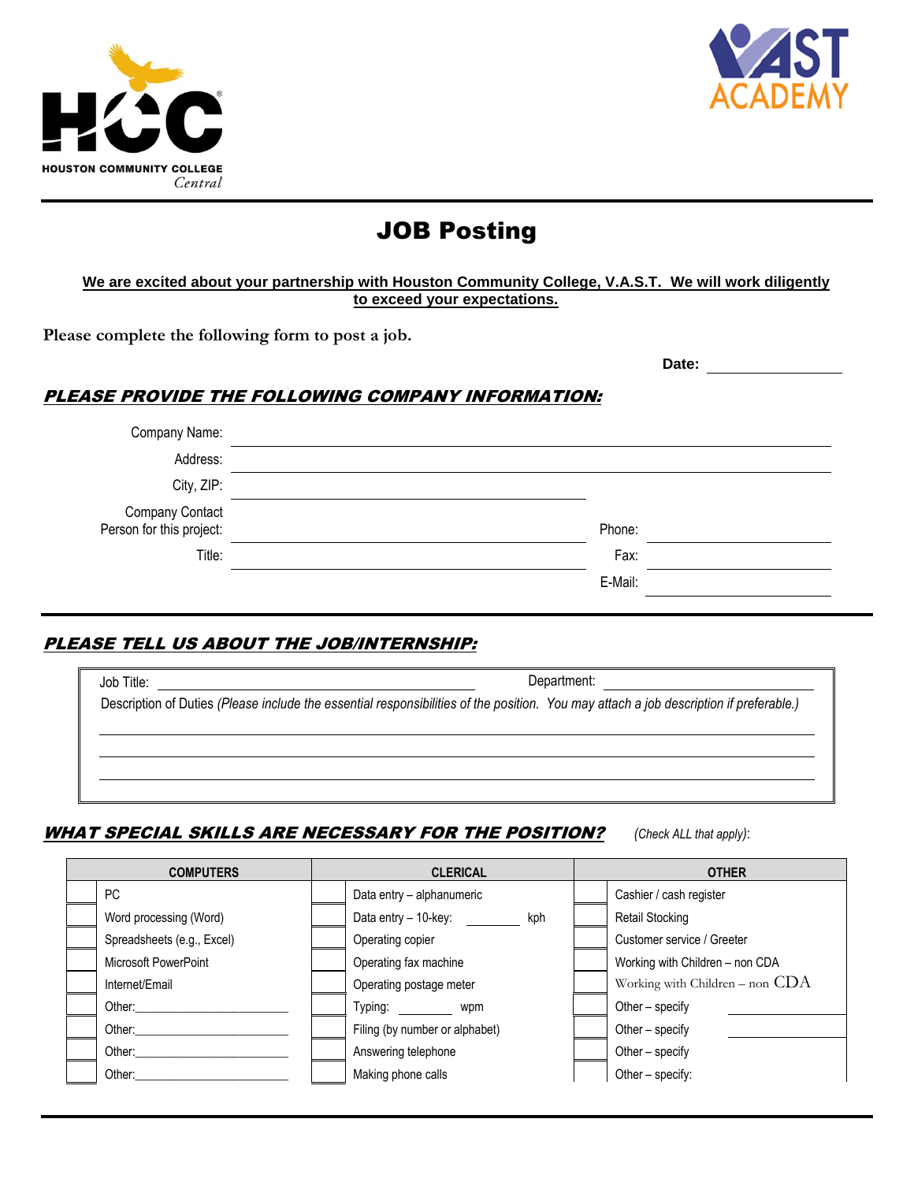HOUSTON COMMUNITY COLLEGE
Central

VAST ACADEMY

# JOB Posting

**We are excited about your partnership with Houston Community College, V.A.S.T. We will work diligently to exceed your expectations.**

**Please complete the following form to post a job.**

**Date:** ________________

## *PLEASE PROVIDE THE FOLLOWING COMPANY INFORMATION:*

Company Name: ______________________________

Address: ______________________________

City, ZIP: ______________________________

Company Contact Person for this project: ______________________________ Phone: ______________

Title: ______________________________ Fax: ______________

E-Mail: ______________

## *PLEASE TELL US ABOUT THE JOB/INTERNSHIP:*

Job Title: ______________________________ Department: ______________________________

Description of Duties *(Please include the essential responsibilities of the position. You may attach a job description if preferable.)*

______________________________

______________________________

______________________________

## *WHAT SPECIAL SKILLS ARE NECESSARY FOR THE POSITION?* *(Check ALL that apply)*:

| | COMPUTERS | | CLERICAL | | OTHER |
|---|---|---|---|---|---|
| | PC | | Data entry – alphanumeric | | Cashier / cash register |
| | Word processing (Word) | | Data entry – 10-key: ________ kph | | Retail Stocking |
| | Spreadsheets (e.g., Excel) | | Operating copier | | Customer service / Greeter |
| | Microsoft PowerPoint | | Operating fax machine | | Working with Children – non CDA |
| | Internet/Email | | Operating postage meter | | Working with Children – non CDA |
| | Other:________________ | | Typing: ________ wpm | | Other – specify ____________ |
| | Other:________________ | | Filing (by number or alphabet) | | Other – specify ____________ |
| | Other:________________ | | Answering telephone | | Other – specify |
| | Other:________________ | | Making phone calls | | Other – specify: |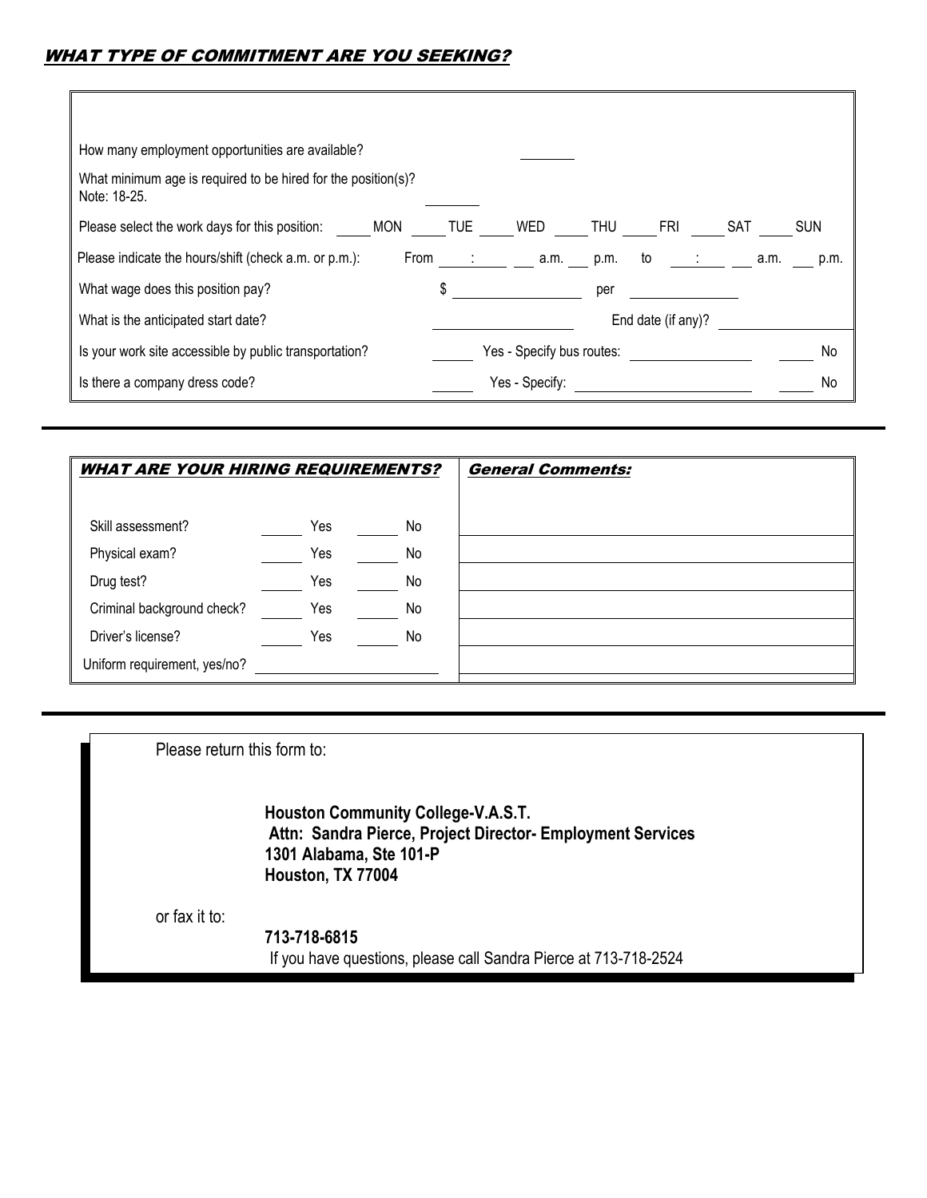## *WHAT TYPE OF COMMITMENT ARE YOU SEEKING?*

How many employment opportunities are available? ________

What minimum age is required to be hired for the position(s)? ________
Note: 18-25.

Please select the work days for this position: ____ MON ____ TUE ____ WED ____ THU ____ FRI ____ SAT ____ SUN

Please indicate the hours/shift (check a.m. or p.m.): From ____ : ____ ___ a.m. ___ p.m. to ____ : ____ ___ a.m. ___ p.m.

What wage does this position pay? $ ______________ per ____________

What is the anticipated start date? ______________ End date (if any)? ______________

Is your work site accessible by public transportation? _____ Yes - Specify bus routes: ______________ _____ No

Is there a company dress code? _____ Yes - Specify: ______________ _____ No

---

## *WHAT ARE YOUR HIRING REQUIREMENTS?*

| | | |
|---|---|---|
| Skill assessment? | _____ Yes | _____ No |
| Physical exam? | _____ Yes | _____ No |
| Drug test? | _____ Yes | _____ No |
| Criminal background check? | _____ Yes | _____ No |
| Driver's license? | _____ Yes | _____ No |

Uniform requirement, yes/no? ______________

## *General Comments:*

---

Please return this form to:

**Houston Community College-V.A.S.T.**
**Attn: Sandra Pierce, Project Director- Employment Services**
**1301 Alabama, Ste 101-P**
**Houston, TX 77004**

or fax it to:

**713-718-6815**
If you have questions, please call Sandra Pierce at 713-718-2524